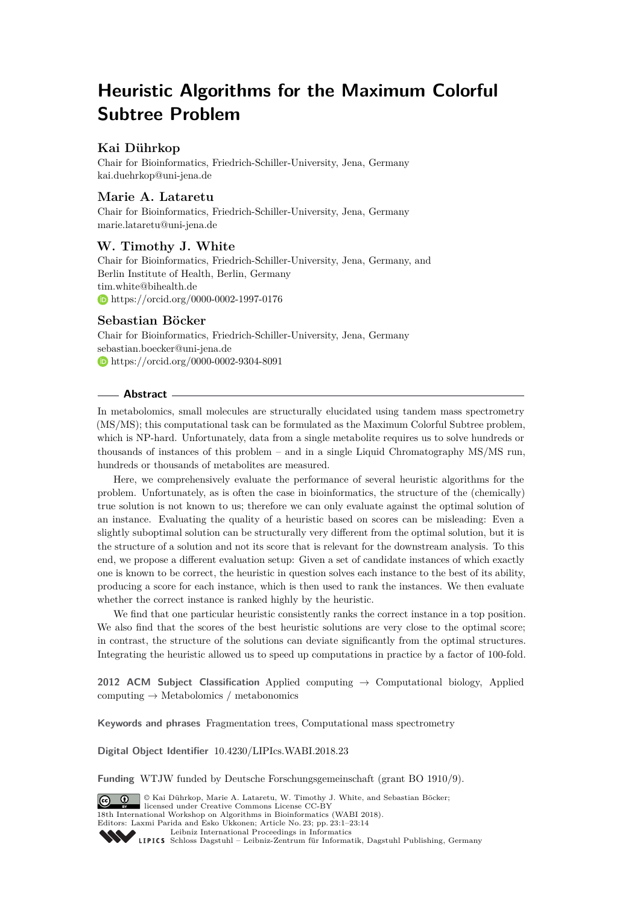# Heuristic Algorithms for the Maximum Colorful Subtree Problem

**Kai Dührkop**

Chair for Bioinformatics, Friedrich-Schiller-University, Jena, Germany
kai.duehrkop@uni-jena.de

**Marie A. Lataretu**

Chair for Bioinformatics, Friedrich-Schiller-University, Jena, Germany
marie.lataretu@uni-jena.de

**W. Timothy J. White**

Chair for Bioinformatics, Friedrich-Schiller-University, Jena, Germany, and
Berlin Institute of Health, Berlin, Germany
tim.white@bihealth.de
https://orcid.org/0000-0002-1997-0176

**Sebastian Böcker**

Chair for Bioinformatics, Friedrich-Schiller-University, Jena, Germany
sebastian.boecker@uni-jena.de
https://orcid.org/0000-0002-9304-8091

## Abstract

In metabolomics, small molecules are structurally elucidated using tandem mass spectrometry (MS/MS); this computational task can be formulated as the Maximum Colorful Subtree problem, which is NP-hard. Unfortunately, data from a single metabolite requires us to solve hundreds or thousands of instances of this problem – and in a single Liquid Chromatography MS/MS run, hundreds or thousands of metabolites are measured.

Here, we comprehensively evaluate the performance of several heuristic algorithms for the problem. Unfortunately, as is often the case in bioinformatics, the structure of the (chemically) true solution is not known to us; therefore we can only evaluate against the optimal solution of an instance. Evaluating the quality of a heuristic based on scores can be misleading: Even a slightly suboptimal solution can be structurally very different from the optimal solution, but it is the structure of a solution and not its score that is relevant for the downstream analysis. To this end, we propose a different evaluation setup: Given a set of candidate instances of which exactly one is known to be correct, the heuristic in question solves each instance to the best of its ability, producing a score for each instance, which is then used to rank the instances. We then evaluate whether the correct instance is ranked highly by the heuristic.

We find that one particular heuristic consistently ranks the correct instance in a top position. We also find that the scores of the best heuristic solutions are very close to the optimal score; in contrast, the structure of the solutions can deviate significantly from the optimal structures. Integrating the heuristic allowed us to speed up computations in practice by a factor of 100-fold.

**2012 ACM Subject Classification** Applied computing → Computational biology, Applied computing → Metabolomics / metabonomics

**Keywords and phrases** Fragmentation trees, Computational mass spectrometry

**Digital Object Identifier** 10.4230/LIPIcs.WABI.2018.23

**Funding** WTJW funded by Deutsche Forschungsgemeinschaft (grant BO 1910/9).

© Kai Dührkop, Marie A. Lataretu, W. Timothy J. White, and Sebastian Böcker;
licensed under Creative Commons License CC-BY
18th International Workshop on Algorithms in Bioinformatics (WABI 2018).
Editors: Laxmi Parida and Esko Ukkonen; Article No. 23; pp. 23:1–23:14
Leibniz International Proceedings in Informatics
LIPICS Schloss Dagstuhl – Leibniz-Zentrum für Informatik, Dagstuhl Publishing, Germany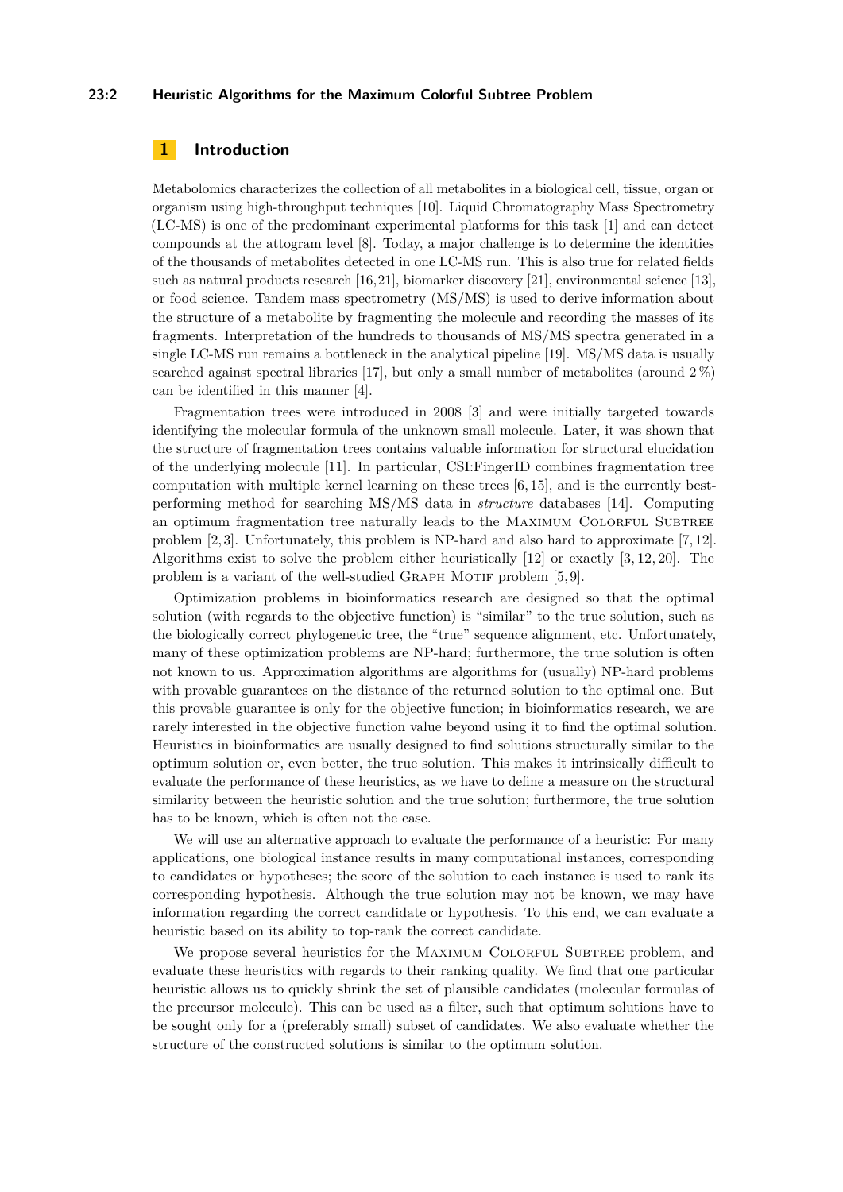## 1 Introduction

Metabolomics characterizes the collection of all metabolites in a biological cell, tissue, organ or organism using high-throughput techniques [10]. Liquid Chromatography Mass Spectrometry (LC-MS) is one of the predominant experimental platforms for this task [1] and can detect compounds at the attogram level [8]. Today, a major challenge is to determine the identities of the thousands of metabolites detected in one LC-MS run. This is also true for related fields such as natural products research [16,21], biomarker discovery [21], environmental science [13], or food science. Tandem mass spectrometry (MS/MS) is used to derive information about the structure of a metabolite by fragmenting the molecule and recording the masses of its fragments. Interpretation of the hundreds to thousands of MS/MS spectra generated in a single LC-MS run remains a bottleneck in the analytical pipeline [19]. MS/MS data is usually searched against spectral libraries [17], but only a small number of metabolites (around 2 %) can be identified in this manner [4].

Fragmentation trees were introduced in 2008 [3] and were initially targeted towards identifying the molecular formula of the unknown small molecule. Later, it was shown that the structure of fragmentation trees contains valuable information for structural elucidation of the underlying molecule [11]. In particular, CSI:FingerID combines fragmentation tree computation with multiple kernel learning on these trees [6,15], and is the currently best-performing method for searching MS/MS data in *structure* databases [14]. Computing an optimum fragmentation tree naturally leads to the Maximum Colorful Subtree problem [2,3]. Unfortunately, this problem is NP-hard and also hard to approximate [7,12]. Algorithms exist to solve the problem either heuristically [12] or exactly [3,12,20]. The problem is a variant of the well-studied Graph Motif problem [5,9].

Optimization problems in bioinformatics research are designed so that the optimal solution (with regards to the objective function) is "similar" to the true solution, such as the biologically correct phylogenetic tree, the "true" sequence alignment, etc. Unfortunately, many of these optimization problems are NP-hard; furthermore, the true solution is often not known to us. Approximation algorithms are algorithms for (usually) NP-hard problems with provable guarantees on the distance of the returned solution to the optimal one. But this provable guarantee is only for the objective function; in bioinformatics research, we are rarely interested in the objective function value beyond using it to find the optimal solution. Heuristics in bioinformatics are usually designed to find solutions structurally similar to the optimum solution or, even better, the true solution. This makes it intrinsically difficult to evaluate the performance of these heuristics, as we have to define a measure on the structural similarity between the heuristic solution and the true solution; furthermore, the true solution has to be known, which is often not the case.

We will use an alternative approach to evaluate the performance of a heuristic: For many applications, one biological instance results in many computational instances, corresponding to candidates or hypotheses; the score of the solution to each instance is used to rank its corresponding hypothesis. Although the true solution may not be known, we may have information regarding the correct candidate or hypothesis. To this end, we can evaluate a heuristic based on its ability to top-rank the correct candidate.

We propose several heuristics for the Maximum Colorful Subtree problem, and evaluate these heuristics with regards to their ranking quality. We find that one particular heuristic allows us to quickly shrink the set of plausible candidates (molecular formulas of the precursor molecule). This can be used as a filter, such that optimum solutions have to be sought only for a (preferably small) subset of candidates. We also evaluate whether the structure of the constructed solutions is similar to the optimum solution.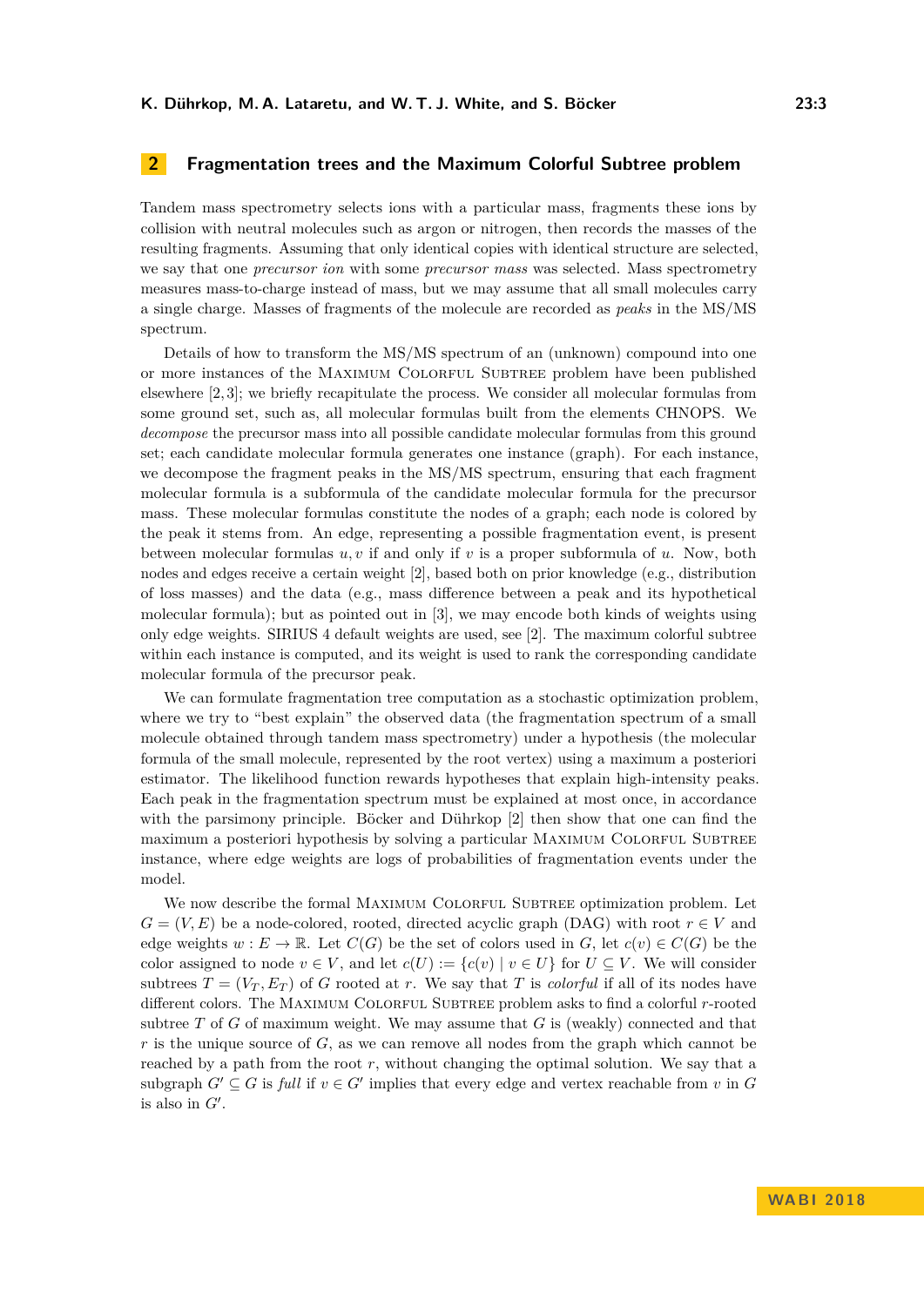## 2 Fragmentation trees and the Maximum Colorful Subtree problem

Tandem mass spectrometry selects ions with a particular mass, fragments these ions by collision with neutral molecules such as argon or nitrogen, then records the masses of the resulting fragments. Assuming that only identical copies with identical structure are selected, we say that one *precursor ion* with some *precursor mass* was selected. Mass spectrometry measures mass-to-charge instead of mass, but we may assume that all small molecules carry a single charge. Masses of fragments of the molecule are recorded as *peaks* in the MS/MS spectrum.

Details of how to transform the MS/MS spectrum of an (unknown) compound into one or more instances of the Maximum Colorful Subtree problem have been published elsewhere [2, 3]; we briefly recapitulate the process. We consider all molecular formulas from some ground set, such as, all molecular formulas built from the elements CHNOPS. We *decompose* the precursor mass into all possible candidate molecular formulas from this ground set; each candidate molecular formula generates one instance (graph). For each instance, we decompose the fragment peaks in the MS/MS spectrum, ensuring that each fragment molecular formula is a subformula of the candidate molecular formula for the precursor mass. These molecular formulas constitute the nodes of a graph; each node is colored by the peak it stems from. An edge, representing a possible fragmentation event, is present between molecular formulas $u, v$ if and only if $v$ is a proper subformula of $u$. Now, both nodes and edges receive a certain weight [2], based both on prior knowledge (e.g., distribution of loss masses) and the data (e.g., mass difference between a peak and its hypothetical molecular formula); but as pointed out in [3], we may encode both kinds of weights using only edge weights. SIRIUS 4 default weights are used, see [2]. The maximum colorful subtree within each instance is computed, and its weight is used to rank the corresponding candidate molecular formula of the precursor peak.

We can formulate fragmentation tree computation as a stochastic optimization problem, where we try to "best explain" the observed data (the fragmentation spectrum of a small molecule obtained through tandem mass spectrometry) under a hypothesis (the molecular formula of the small molecule, represented by the root vertex) using a maximum a posteriori estimator. The likelihood function rewards hypotheses that explain high-intensity peaks. Each peak in the fragmentation spectrum must be explained at most once, in accordance with the parsimony principle. Böcker and Dührkop [2] then show that one can find the maximum a posteriori hypothesis by solving a particular Maximum Colorful Subtree instance, where edge weights are logs of probabilities of fragmentation events under the model.

We now describe the formal Maximum Colorful Subtree optimization problem. Let $G = (V, E)$ be a node-colored, rooted, directed acyclic graph (DAG) with root $r \in V$ and edge weights $w : E \to \mathbb{R}$. Let $C(G)$ be the set of colors used in $G$, let $c(v) \in C(G)$ be the color assigned to node $v \in V$, and let $c(U) := \{c(v) \mid v \in U\}$ for $U \subseteq V$. We will consider subtrees $T = (V_T, E_T)$ of $G$ rooted at $r$. We say that $T$ is *colorful* if all of its nodes have different colors. The Maximum Colorful Subtree problem asks to find a colorful $r$-rooted subtree $T$ of $G$ of maximum weight. We may assume that $G$ is (weakly) connected and that $r$ is the unique source of $G$, as we can remove all nodes from the graph which cannot be reached by a path from the root $r$, without changing the optimal solution. We say that a subgraph $G' \subseteq G$ is *full* if $v \in G'$ implies that every edge and vertex reachable from $v$ in $G$ is also in $G'$.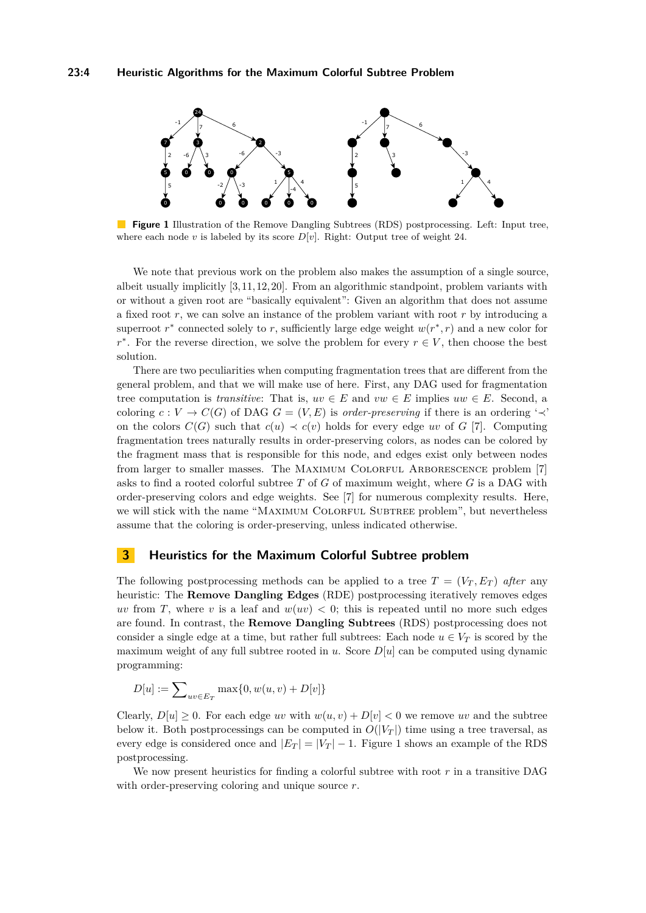**Figure 1** Illustration of the Remove Dangling Subtrees (RDS) postprocessing. Left: Input tree, where each node $v$ is labeled by its score $D[v]$. Right: Output tree of weight 24.

We note that previous work on the problem also makes the assumption of a single source, albeit usually implicitly [3,11,12,20]. From an algorithmic standpoint, problem variants with or without a given root are "basically equivalent": Given an algorithm that does not assume a fixed root $r$, we can solve an instance of the problem variant with root $r$ by introducing a superroot $r^*$ connected solely to $r$, sufficiently large edge weight $w(r^*, r)$ and a new color for $r^*$. For the reverse direction, we solve the problem for every $r \in V$, then choose the best solution.

There are two peculiarities when computing fragmentation trees that are different from the general problem, and that we will make use of here. First, any DAG used for fragmentation tree computation is *transitive*: That is, $uv \in E$ and $vw \in E$ implies $uw \in E$. Second, a coloring $c : V \to C(G)$ of DAG $G = (V, E)$ is *order-preserving* if there is an ordering '$\prec$' on the colors $C(G)$ such that $c(u) \prec c(v)$ holds for every edge $uv$ of $G$ [7]. Computing fragmentation trees naturally results in order-preserving colors, as nodes can be colored by the fragment mass that is responsible for this node, and edges exist only between nodes from larger to smaller masses. The Maximum Colorful Arborescence problem [7] asks to find a rooted colorful subtree $T$ of $G$ of maximum weight, where $G$ is a DAG with order-preserving colors and edge weights. See [7] for numerous complexity results. Here, we will stick with the name "Maximum Colorful Subtree problem", but nevertheless assume that the coloring is order-preserving, unless indicated otherwise.

## 3 Heuristics for the Maximum Colorful Subtree problem

The following postprocessing methods can be applied to a tree $T = (V_T, E_T)$ *after* any heuristic: The **Remove Dangling Edges** (RDE) postprocessing iteratively removes edges $uv$ from $T$, where $v$ is a leaf and $w(uv) < 0$; this is repeated until no more such edges are found. In contrast, the **Remove Dangling Subtrees** (RDS) postprocessing does not consider a single edge at a time, but rather full subtrees: Each node $u \in V_T$ is scored by the maximum weight of any full subtree rooted in $u$. Score $D[u]$ can be computed using dynamic programming:

$$D[u] := \sum_{uv \in E_T} \max\{0, w(u,v) + D[v]\}$$

Clearly, $D[u] \geq 0$. For each edge $uv$ with $w(u,v) + D[v] < 0$ we remove $uv$ and the subtree below it. Both postprocessings can be computed in $O(|V_T|)$ time using a tree traversal, as every edge is considered once and $|E_T| = |V_T| - 1$. Figure 1 shows an example of the RDS postprocessing.

We now present heuristics for finding a colorful subtree with root $r$ in a transitive DAG with order-preserving coloring and unique source $r$.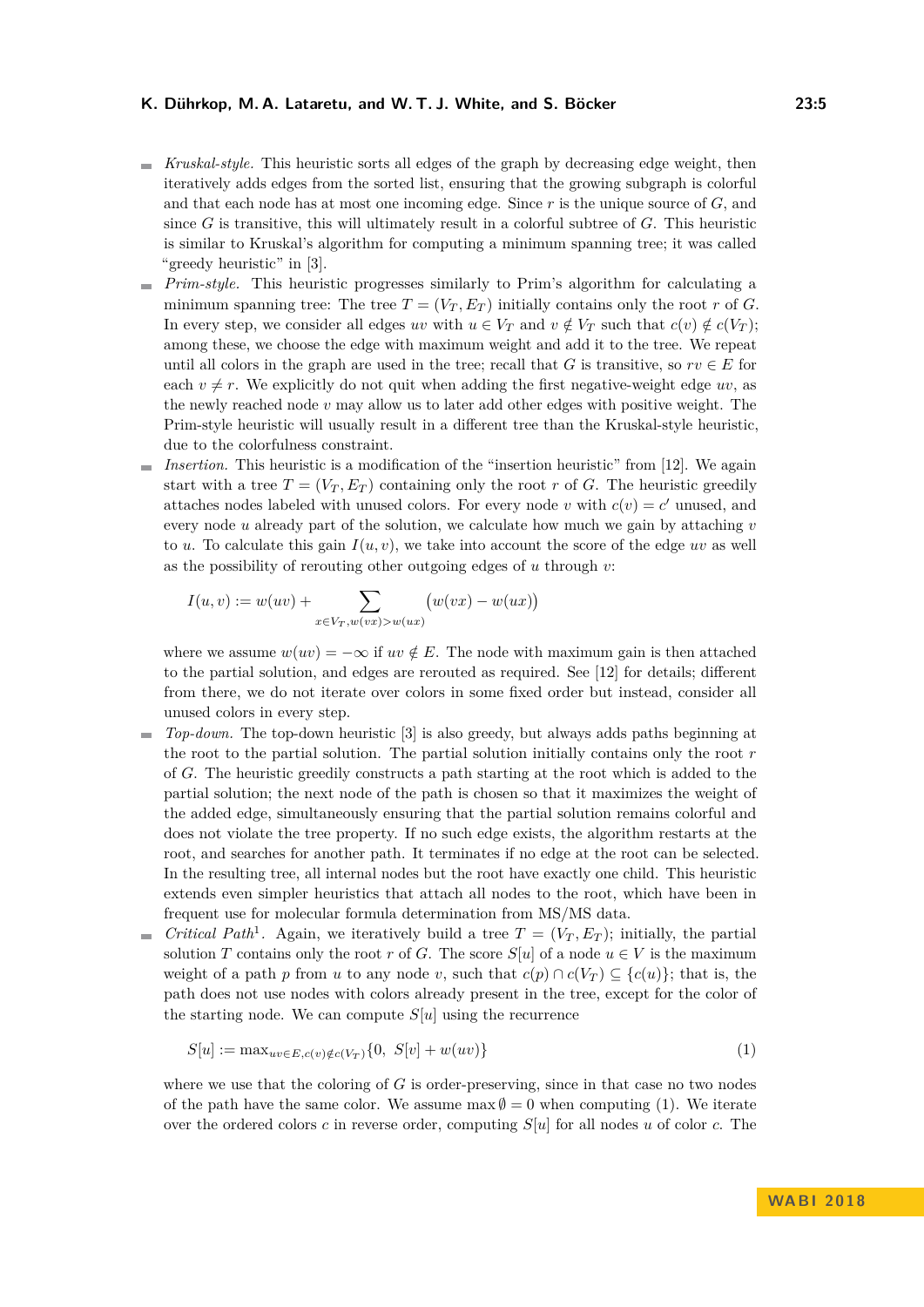- *Kruskal-style.* This heuristic sorts all edges of the graph by decreasing edge weight, then iteratively adds edges from the sorted list, ensuring that the growing subgraph is colorful and that each node has at most one incoming edge. Since $r$ is the unique source of $G$, and since $G$ is transitive, this will ultimately result in a colorful subtree of $G$. This heuristic is similar to Kruskal's algorithm for computing a minimum spanning tree; it was called "greedy heuristic" in [3].
- *Prim-style.* This heuristic progresses similarly to Prim's algorithm for calculating a minimum spanning tree: The tree $T = (V_T, E_T)$ initially contains only the root $r$ of $G$. In every step, we consider all edges $uv$ with $u \in V_T$ and $v \notin V_T$ such that $c(v) \notin c(V_T)$; among these, we choose the edge with maximum weight and add it to the tree. We repeat until all colors in the graph are used in the tree; recall that $G$ is transitive, so $rv \in E$ for each $v \neq r$. We explicitly do not quit when adding the first negative-weight edge $uv$, as the newly reached node $v$ may allow us to later add other edges with positive weight. The Prim-style heuristic will usually result in a different tree than the Kruskal-style heuristic, due to the colorfulness constraint.
- *Insertion.* This heuristic is a modification of the "insertion heuristic" from [12]. We again start with a tree $T = (V_T, E_T)$ containing only the root $r$ of $G$. The heuristic greedily attaches nodes labeled with unused colors. For every node $v$ with $c(v) = c'$ unused, and every node $u$ already part of the solution, we calculate how much we gain by attaching $v$ to $u$. To calculate this gain $I(u, v)$, we take into account the score of the edge $uv$ as well as the possibility of rerouting other outgoing edges of $u$ through $v$:

  $$I(u, v) := w(uv) + \sum_{x \in V_T, w(vx) > w(ux)} \big(w(vx) - w(ux)\big)$$

  where we assume $w(uv) = -\infty$ if $uv \notin E$. The node with maximum gain is then attached to the partial solution, and edges are rerouted as required. See [12] for details; different from there, we do not iterate over colors in some fixed order but instead, consider all unused colors in every step.
- *Top-down.* The top-down heuristic [3] is also greedy, but always adds paths beginning at the root to the partial solution. The partial solution initially contains only the root $r$ of $G$. The heuristic greedily constructs a path starting at the root which is added to the partial solution; the next node of the path is chosen so that it maximizes the weight of the added edge, simultaneously ensuring that the partial solution remains colorful and does not violate the tree property. If no such edge exists, the algorithm restarts at the root, and searches for another path. It terminates if no edge at the root can be selected. In the resulting tree, all internal nodes but the root have exactly one child. This heuristic extends even simpler heuristics that attach all nodes to the root, which have been in frequent use for molecular formula determination from MS/MS data.
- *Critical Path*[1]. Again, we iteratively build a tree $T = (V_T, E_T)$; initially, the partial solution $T$ contains only the root $r$ of $G$. The score $S[u]$ of a node $u \in V$ is the maximum weight of a path $p$ from $u$ to any node $v$, such that $c(p) \cap c(V_T) \subseteq \{c(u)\}$; that is, the path does not use nodes with colors already present in the tree, except for the color of the starting node. We can compute $S[u]$ using the recurrence

  $$S[u] := \max_{uv \in E, c(v) \notin c(V_T)} \{0,\ S[v] + w(uv)\} \tag{1}$$

  where we use that the coloring of $G$ is order-preserving, since in that case no two nodes of the path have the same color. We assume $\max \emptyset = 0$ when computing (1). We iterate over the ordered colors $c$ in reverse order, computing $S[u]$ for all nodes $u$ of color $c$. The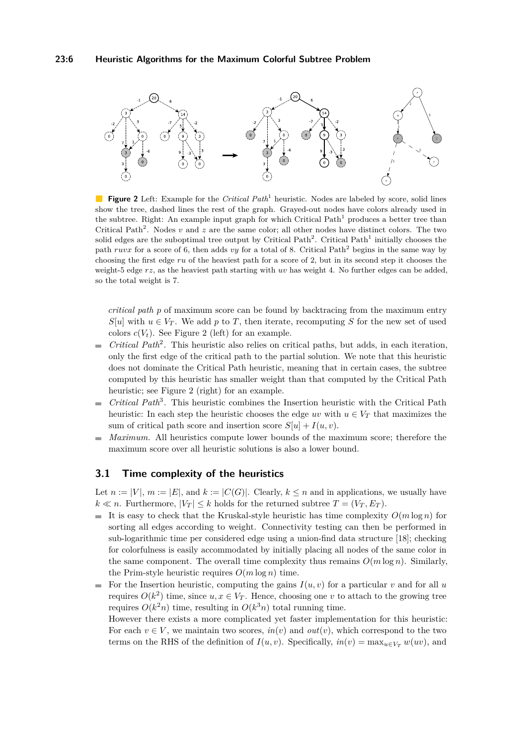**Figure 2** Left: Example for the *Critical Path*[1] heuristic. Nodes are labeled by score, solid lines show the tree, dashed lines the rest of the graph. Grayed-out nodes have colors already used in the subtree. Right: An example input graph for which Critical Path[1] produces a better tree than Critical Path[2]. Nodes $v$ and $z$ are the same color; all other nodes have distinct colors. The two solid edges are the suboptimal tree output by Critical Path[2]. Critical Path[1] initially chooses the path $ruvx$ for a score of 6, then adds $vy$ for a total of 8. Critical Path[2] begins in the same way by choosing the first edge $ru$ of the heaviest path for a score of 2, but in its second step it chooses the weight-5 edge $rz$, as the heaviest path starting with $uv$ has weight 4. No further edges can be added, so the total weight is 7.

*critical path* $p$ of maximum score can be found by backtracing from the maximum entry $S[u]$ with $u \in V_T$. We add $p$ to $T$, then iterate, recomputing $S$ for the new set of used colors $c(V_t)$. See Figure 2 (left) for an example.

- *Critical Path*[2]. This heuristic also relies on critical paths, but adds, in each iteration, only the first edge of the critical path to the partial solution. We note that this heuristic does not dominate the Critical Path heuristic, meaning that in certain cases, the subtree computed by this heuristic has smaller weight than that computed by the Critical Path heuristic; see Figure 2 (right) for an example.
- *Critical Path*[3]. This heuristic combines the Insertion heuristic with the Critical Path heuristic: In each step the heuristic chooses the edge $uv$ with $u \in V_T$ that maximizes the sum of critical path score and insertion score $S[u] + I(u, v)$.
- *Maximum.* All heuristics compute lower bounds of the maximum score; therefore the maximum score over all heuristic solutions is also a lower bound.

## 3.1 Time complexity of the heuristics

Let $n := |V|$, $m := |E|$, and $k := |C(G)|$. Clearly, $k \leq n$ and in applications, we usually have $k \ll n$. Furthermore, $|V_T| \leq k$ holds for the returned subtree $T = (V_T, E_T)$.

- It is easy to check that the Kruskal-style heuristic has time complexity $O(m \log n)$ for sorting all edges according to weight. Connectivity testing can then be performed in sub-logarithmic time per considered edge using a union-find data structure [18]; checking for colorfulness is easily accommodated by initially placing all nodes of the same color in the same component. The overall time complexity thus remains $O(m \log n)$. Similarly, the Prim-style heuristic requires $O(m \log n)$ time.
- For the Insertion heuristic, computing the gains $I(u, v)$ for a particular $v$ and for all $u$ requires $O(k^2)$ time, since $u, x \in V_T$. Hence, choosing one $v$ to attach to the growing tree requires $O(k^2 n)$ time, resulting in $O(k^3 n)$ total running time.

  However there exists a more complicated yet faster implementation for this heuristic: For each $v \in V$, we maintain two scores, $in(v)$ and $out(v)$, which correspond to the two terms on the RHS of the definition of $I(u, v)$. Specifically, $in(v) = \max_{u \in V_T} w(uv)$, and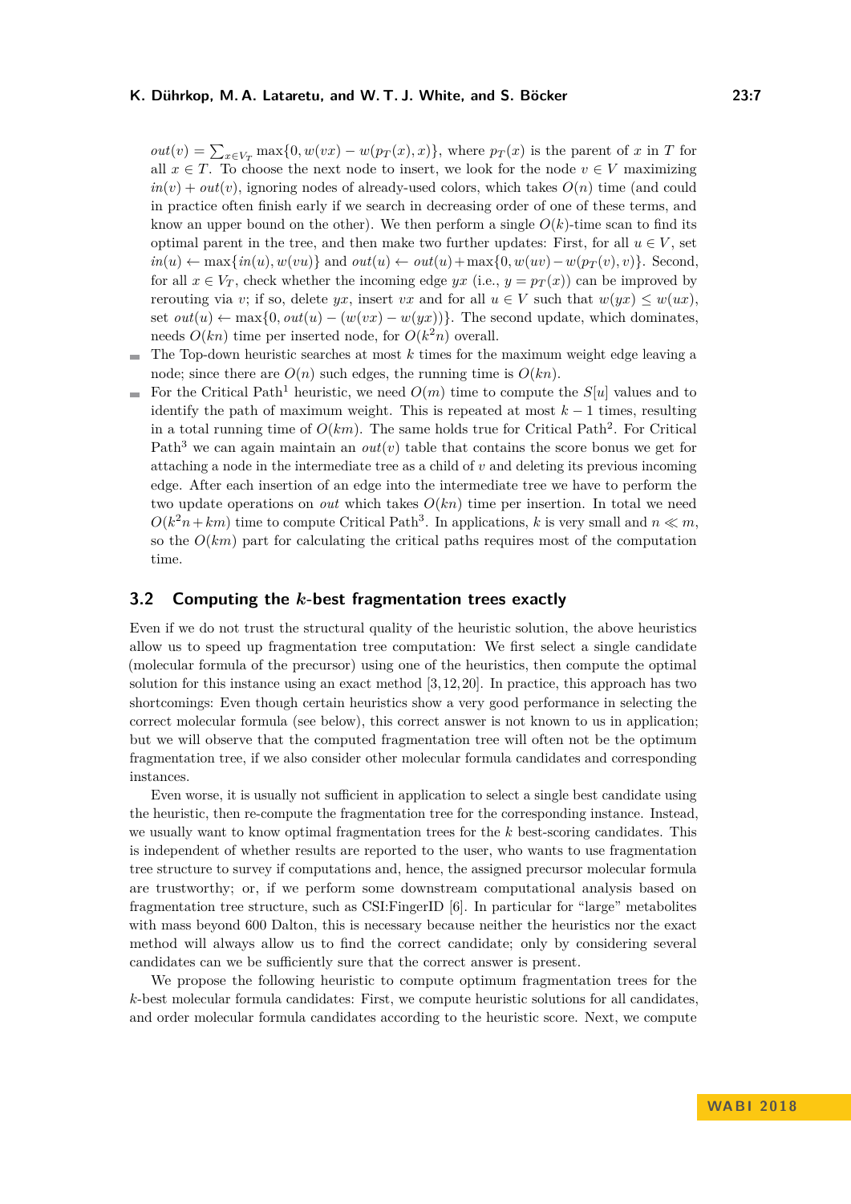$out(v) = \sum_{x \in V_T} \max\{0, w(vx) - w(p_T(x), x)\}$, where $p_T(x)$ is the parent of $x$ in $T$ for all $x \in T$. To choose the next node to insert, we look for the node $v \in V$ maximizing $in(v) + out(v)$, ignoring nodes of already-used colors, which takes $O(n)$ time (and could in practice often finish early if we search in decreasing order of one of these terms, and know an upper bound on the other). We then perform a single $O(k)$-time scan to find its optimal parent in the tree, and then make two further updates: First, for all $u \in V$, set $in(u) \leftarrow \max\{in(u), w(vu)\}$ and $out(u) \leftarrow out(u) + \max\{0, w(uv) - w(p_T(v), v)\}$. Second, for all $x \in V_T$, check whether the incoming edge $yx$ (i.e., $y = p_T(x)$) can be improved by rerouting via $v$; if so, delete $yx$, insert $vx$ and for all $u \in V$ such that $w(yx) \le w(ux)$, set $out(u) \leftarrow \max\{0, out(u) - (w(vx) - w(yx))\}$. The second update, which dominates, needs $O(kn)$ time per inserted node, for $O(k^2 n)$ overall.

- The Top-down heuristic searches at most $k$ times for the maximum weight edge leaving a node; since there are $O(n)$ such edges, the running time is $O(kn)$.
- For the Critical Path[1] heuristic, we need $O(m)$ time to compute the $S[u]$ values and to identify the path of maximum weight. This is repeated at most $k - 1$ times, resulting in a total running time of $O(km)$. The same holds true for Critical Path[2]. For Critical Path[3] we can again maintain an $out(v)$ table that contains the score bonus we get for attaching a node in the intermediate tree as a child of $v$ and deleting its previous incoming edge. After each insertion of an edge into the intermediate tree we have to perform the two update operations on $out$ which takes $O(kn)$ time per insertion. In total we need $O(k^2 n + km)$ time to compute Critical Path[3]. In applications, $k$ is very small and $n \ll m$, so the $O(km)$ part for calculating the critical paths requires most of the computation time.

## 3.2 Computing the $k$-best fragmentation trees exactly

Even if we do not trust the structural quality of the heuristic solution, the above heuristics allow us to speed up fragmentation tree computation: We first select a single candidate (molecular formula of the precursor) using one of the heuristics, then compute the optimal solution for this instance using an exact method [3, 12, 20]. In practice, this approach has two shortcomings: Even though certain heuristics show a very good performance in selecting the correct molecular formula (see below), this correct answer is not known to us in application; but we will observe that the computed fragmentation tree will often not be the optimum fragmentation tree, if we also consider other molecular formula candidates and corresponding instances.

Even worse, it is usually not sufficient in application to select a single best candidate using the heuristic, then re-compute the fragmentation tree for the corresponding instance. Instead, we usually want to know optimal fragmentation trees for the $k$ best-scoring candidates. This is independent of whether results are reported to the user, who wants to use fragmentation tree structure to survey if computations and, hence, the assigned precursor molecular formula are trustworthy; or, if we perform some downstream computational analysis based on fragmentation tree structure, such as CSI:FingerID [6]. In particular for "large" metabolites with mass beyond 600 Dalton, this is necessary because neither the heuristics nor the exact method will always allow us to find the correct candidate; only by considering several candidates can we be sufficiently sure that the correct answer is present.

We propose the following heuristic to compute optimum fragmentation trees for the $k$-best molecular formula candidates: First, we compute heuristic solutions for all candidates, and order molecular formula candidates according to the heuristic score. Next, we compute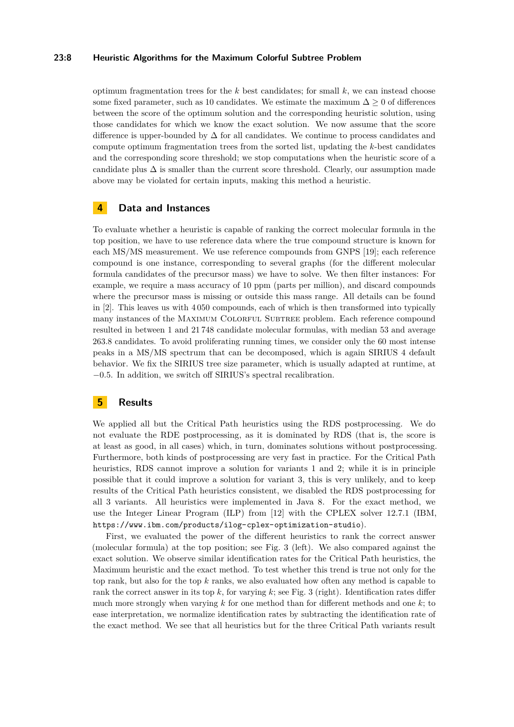optimum fragmentation trees for the $k$ best candidates; for small $k$, we can instead choose some fixed parameter, such as 10 candidates. We estimate the maximum $\Delta \geq 0$ of differences between the score of the optimum solution and the corresponding heuristic solution, using those candidates for which we know the exact solution. We now assume that the score difference is upper-bounded by $\Delta$ for all candidates. We continue to process candidates and compute optimum fragmentation trees from the sorted list, updating the $k$-best candidates and the corresponding score threshold; we stop computations when the heuristic score of a candidate plus $\Delta$ is smaller than the current score threshold. Clearly, our assumption made above may be violated for certain inputs, making this method a heuristic.

## 4 Data and Instances

To evaluate whether a heuristic is capable of ranking the correct molecular formula in the top position, we have to use reference data where the true compound structure is known for each MS/MS measurement. We use reference compounds from GNPS [19]; each reference compound is one instance, corresponding to several graphs (for the different molecular formula candidates of the precursor mass) we have to solve. We then filter instances: For example, we require a mass accuracy of 10 ppm (parts per million), and discard compounds where the precursor mass is missing or outside this mass range. All details can be found in [2]. This leaves us with 4 050 compounds, each of which is then transformed into typically many instances of the Maximum Colorful Subtree problem. Each reference compound resulted in between 1 and 21 748 candidate molecular formulas, with median 53 and average 263.8 candidates. To avoid proliferating running times, we consider only the 60 most intense peaks in a MS/MS spectrum that can be decomposed, which is again SIRIUS 4 default behavior. We fix the SIRIUS tree size parameter, which is usually adapted at runtime, at $-0.5$. In addition, we switch off SIRIUS's spectral recalibration.

## 5 Results

We applied all but the Critical Path heuristics using the RDS postprocessing. We do not evaluate the RDE postprocessing, as it is dominated by RDS (that is, the score is at least as good, in all cases) which, in turn, dominates solutions without postprocessing. Furthermore, both kinds of postprocessing are very fast in practice. For the Critical Path heuristics, RDS cannot improve a solution for variants 1 and 2; while it is in principle possible that it could improve a solution for variant 3, this is very unlikely, and to keep results of the Critical Path heuristics consistent, we disabled the RDS postprocessing for all 3 variants. All heuristics were implemented in Java 8. For the exact method, we use the Integer Linear Program (ILP) from [12] with the CPLEX solver 12.7.1 (IBM, `https://www.ibm.com/products/ilog-cplex-optimization-studio`).

First, we evaluated the power of the different heuristics to rank the correct answer (molecular formula) at the top position; see Fig. 3 (left). We also compared against the exact solution. We observe similar identification rates for the Critical Path heuristics, the Maximum heuristic and the exact method. To test whether this trend is true not only for the top rank, but also for the top $k$ ranks, we also evaluated how often any method is capable to rank the correct answer in its top $k$, for varying $k$; see Fig. 3 (right). Identification rates differ much more strongly when varying $k$ for one method than for different methods and one $k$; to ease interpretation, we normalize identification rates by subtracting the identification rate of the exact method. We see that all heuristics but for the three Critical Path variants result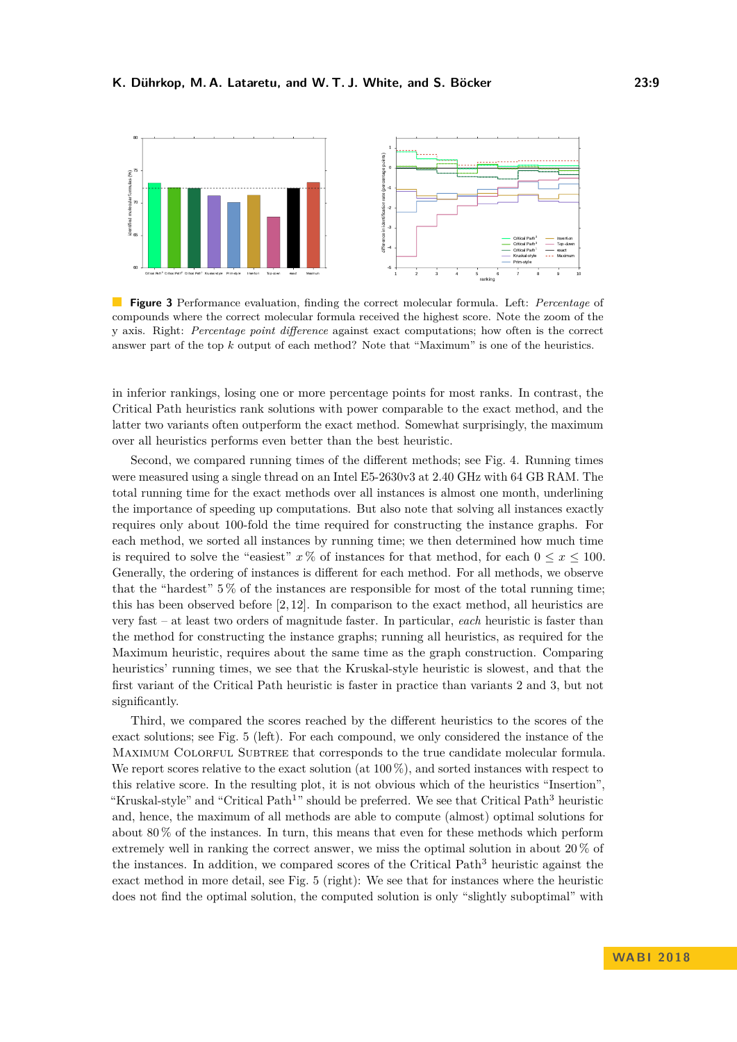**Figure 3** Performance evaluation, finding the correct molecular formula. Left: *Percentage* of compounds where the correct molecular formula received the highest score. Note the zoom of the y axis. Right: *Percentage point difference* against exact computations; how often is the correct answer part of the top $k$ output of each method? Note that "Maximum" is one of the heuristics.

in inferior rankings, losing one or more percentage points for most ranks. In contrast, the Critical Path heuristics rank solutions with power comparable to the exact method, and the latter two variants often outperform the exact method. Somewhat surprisingly, the maximum over all heuristics performs even better than the best heuristic.

Second, we compared running times of the different methods; see Fig. 4. Running times were measured using a single thread on an Intel E5-2630v3 at 2.40 GHz with 64 GB RAM. The total running time for the exact methods over all instances is almost one month, underlining the importance of speeding up computations. But also note that solving all instances exactly requires only about 100-fold the time required for constructing the instance graphs. For each method, we sorted all instances by running time; we then determined how much time is required to solve the "easiest" $x$ % of instances for that method, for each $0 \leq x \leq 100$. Generally, the ordering of instances is different for each method. For all methods, we observe that the "hardest" 5 % of the instances are responsible for most of the total running time; this has been observed before [2, 12]. In comparison to the exact method, all heuristics are very fast – at least two orders of magnitude faster. In particular, *each* heuristic is faster than the method for constructing the instance graphs; running all heuristics, as required for the Maximum heuristic, requires about the same time as the graph construction. Comparing heuristics' running times, we see that the Kruskal-style heuristic is slowest, and that the first variant of the Critical Path heuristic is faster in practice than variants 2 and 3, but not significantly.

Third, we compared the scores reached by the different heuristics to the scores of the exact solutions; see Fig. 5 (left). For each compound, we only considered the instance of the Maximum Colorful Subtree that corresponds to the true candidate molecular formula. We report scores relative to the exact solution (at 100 %), and sorted instances with respect to this relative score. In the resulting plot, it is not obvious which of the heuristics "Insertion", "Kruskal-style" and "Critical Path[1]" should be preferred. We see that Critical Path[3] heuristic and, hence, the maximum of all methods are able to compute (almost) optimal solutions for about 80 % of the instances. In turn, this means that even for these methods which perform extremely well in ranking the correct answer, we miss the optimal solution in about 20 % of the instances. In addition, we compared scores of the Critical Path[3] heuristic against the exact method in more detail, see Fig. 5 (right): We see that for instances where the heuristic does not find the optimal solution, the computed solution is only "slightly suboptimal" with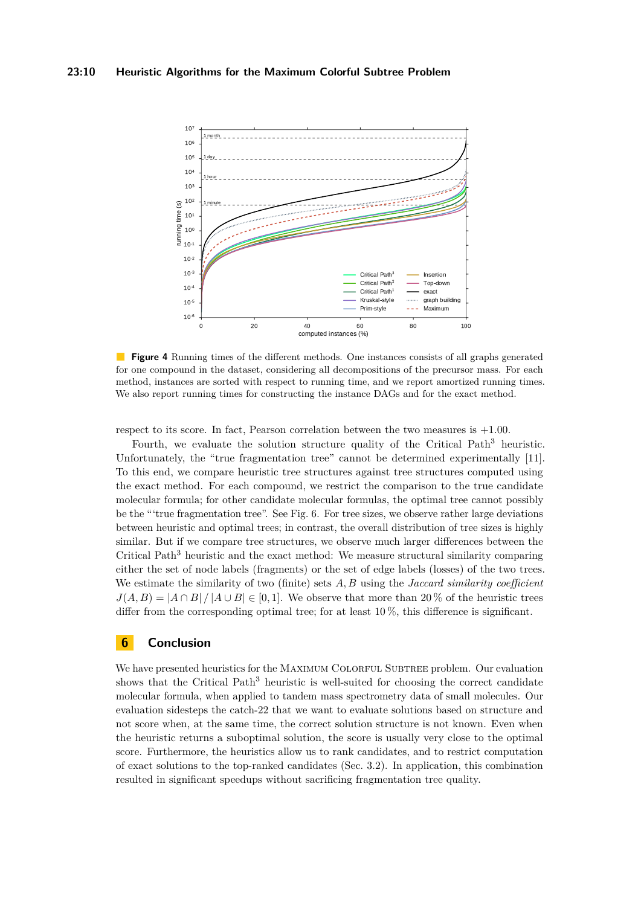**Figure 4** Running times of the different methods. One instances consists of all graphs generated for one compound in the dataset, considering all decompositions of the precursor mass. For each method, instances are sorted with respect to running time, and we report amortized running times. We also report running times for constructing the instance DAGs and for the exact method.

respect to its score. In fact, Pearson correlation between the two measures is +1.00.

Fourth, we evaluate the solution structure quality of the Critical Path$^3$ heuristic. Unfortunately, the "true fragmentation tree" cannot be determined experimentally [11]. To this end, we compare heuristic tree structures against tree structures computed using the exact method. For each compound, we restrict the comparison to the true candidate molecular formula; for other candidate molecular formulas, the optimal tree cannot possibly be the "'true fragmentation tree". See Fig. 6. For tree sizes, we observe rather large deviations between heuristic and optimal trees; in contrast, the overall distribution of tree sizes is highly similar. But if we compare tree structures, we observe much larger differences between the Critical Path$^3$ heuristic and the exact method: We measure structural similarity comparing either the set of node labels (fragments) or the set of edge labels (losses) of the two trees. We estimate the similarity of two (finite) sets $A, B$ using the *Jaccard similarity coefficient* $J(A, B) = |A \cap B| \,/\, |A \cup B| \in [0, 1]$. We observe that more than 20 % of the heuristic trees differ from the corresponding optimal tree; for at least 10 %, this difference is significant.

## 6 Conclusion

We have presented heuristics for the Maximum Colorful Subtree problem. Our evaluation shows that the Critical Path$^3$ heuristic is well-suited for choosing the correct candidate molecular formula, when applied to tandem mass spectrometry data of small molecules. Our evaluation sidesteps the catch-22 that we want to evaluate solutions based on structure and not score when, at the same time, the correct solution structure is not known. Even when the heuristic returns a suboptimal solution, the score is usually very close to the optimal score. Furthermore, the heuristics allow us to rank candidates, and to restrict computation of exact solutions to the top-ranked candidates (Sec. 3.2). In application, this combination resulted in significant speedups without sacrificing fragmentation tree quality.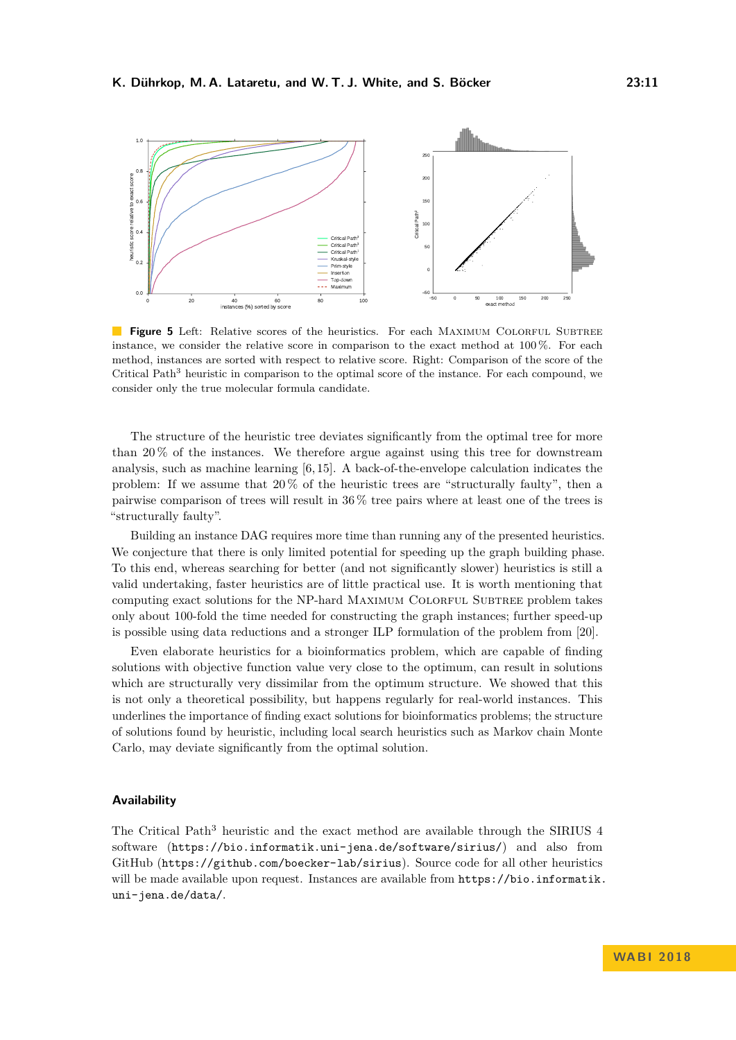**Figure 5** Left: Relative scores of the heuristics. For each Maximum Colorful Subtree instance, we consider the relative score in comparison to the exact method at 100 %. For each method, instances are sorted with respect to relative score. Right: Comparison of the score of the Critical Path$^3$ heuristic in comparison to the optimal score of the instance. For each compound, we consider only the true molecular formula candidate.

The structure of the heuristic tree deviates significantly from the optimal tree for more than 20 % of the instances. We therefore argue against using this tree for downstream analysis, such as machine learning [6, 15]. A back-of-the-envelope calculation indicates the problem: If we assume that 20 % of the heuristic trees are "structurally faulty", then a pairwise comparison of trees will result in 36 % tree pairs where at least one of the trees is "structurally faulty".

Building an instance DAG requires more time than running any of the presented heuristics. We conjecture that there is only limited potential for speeding up the graph building phase. To this end, whereas searching for better (and not significantly slower) heuristics is still a valid undertaking, faster heuristics are of little practical use. It is worth mentioning that computing exact solutions for the NP-hard Maximum Colorful Subtree problem takes only about 100-fold the time needed for constructing the graph instances; further speed-up is possible using data reductions and a stronger ILP formulation of the problem from [20].

Even elaborate heuristics for a bioinformatics problem, which are capable of finding solutions with objective function value very close to the optimum, can result in solutions which are structurally very dissimilar from the optimum structure. We showed that this is not only a theoretical possibility, but happens regularly for real-world instances. This underlines the importance of finding exact solutions for bioinformatics problems; the structure of solutions found by heuristic, including local search heuristics such as Markov chain Monte Carlo, may deviate significantly from the optimal solution.

## Availability

The Critical Path$^3$ heuristic and the exact method are available through the SIRIUS 4 software (https://bio.informatik.uni-jena.de/software/sirius/) and also from GitHub (https://github.com/boecker-lab/sirius). Source code for all other heuristics will be made available upon request. Instances are available from https://bio.informatik.uni-jena.de/data/.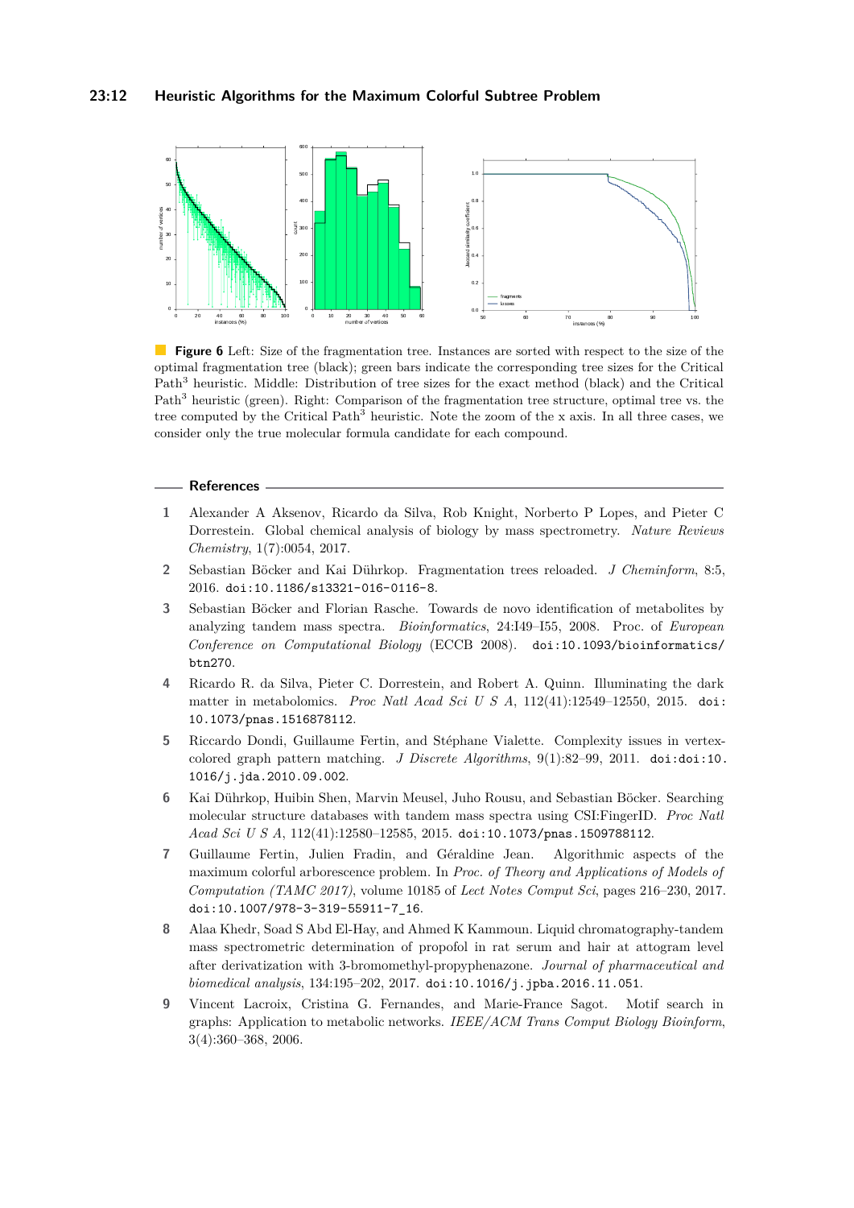**Figure 6** Left: Size of the fragmentation tree. Instances are sorted with respect to the size of the optimal fragmentation tree (black); green bars indicate the corresponding tree sizes for the Critical Path[3] heuristic. Middle: Distribution of tree sizes for the exact method (black) and the Critical Path[3] heuristic (green). Right: Comparison of the fragmentation tree structure, optimal tree vs. the tree computed by the Critical Path[3] heuristic. Note the zoom of the x axis. In all three cases, we consider only the true molecular formula candidate for each compound.

## References

1. Alexander A Aksenov, Ricardo da Silva, Rob Knight, Norberto P Lopes, and Pieter C Dorrestein. Global chemical analysis of biology by mass spectrometry. *Nature Reviews Chemistry*, 1(7):0054, 2017.
2. Sebastian Böcker and Kai Dührkop. Fragmentation trees reloaded. *J Cheminform*, 8:5, 2016. doi:10.1186/s13321-016-0116-8.
3. Sebastian Böcker and Florian Rasche. Towards de novo identification of metabolites by analyzing tandem mass spectra. *Bioinformatics*, 24:I49–I55, 2008. Proc. of *European Conference on Computational Biology* (ECCB 2008). doi:10.1093/bioinformatics/btn270.
4. Ricardo R. da Silva, Pieter C. Dorrestein, and Robert A. Quinn. Illuminating the dark matter in metabolomics. *Proc Natl Acad Sci U S A*, 112(41):12549–12550, 2015. doi:10.1073/pnas.1516878112.
5. Riccardo Dondi, Guillaume Fertin, and Stéphane Vialette. Complexity issues in vertex-colored graph pattern matching. *J Discrete Algorithms*, 9(1):82–99, 2011. doi:doi:10.1016/j.jda.2010.09.002.
6. Kai Dührkop, Huibin Shen, Marvin Meusel, Juho Rousu, and Sebastian Böcker. Searching molecular structure databases with tandem mass spectra using CSI:FingerID. *Proc Natl Acad Sci U S A*, 112(41):12580–12585, 2015. doi:10.1073/pnas.1509788112.
7. Guillaume Fertin, Julien Fradin, and Géraldine Jean. Algorithmic aspects of the maximum colorful arborescence problem. In *Proc. of Theory and Applications of Models of Computation (TAMC 2017)*, volume 10185 of *Lect Notes Comput Sci*, pages 216–230, 2017. doi:10.1007/978-3-319-55911-7_16.
8. Alaa Khedr, Soad S Abd El-Hay, and Ahmed K Kammoun. Liquid chromatography-tandem mass spectrometric determination of propofol in rat serum and hair at attogram level after derivatization with 3-bromomethyl-propyphenazone. *Journal of pharmaceutical and biomedical analysis*, 134:195–202, 2017. doi:10.1016/j.jpba.2016.11.051.
9. Vincent Lacroix, Cristina G. Fernandes, and Marie-France Sagot. Motif search in graphs: Application to metabolic networks. *IEEE/ACM Trans Comput Biology Bioinform*, 3(4):360–368, 2006.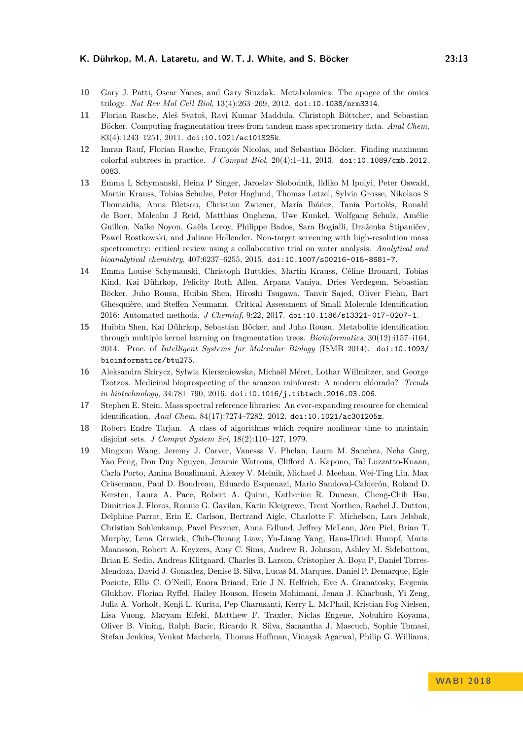10 Gary J. Patti, Oscar Yanes, and Gary Siuzdak. Metabolomics: The apogee of the omics trilogy. *Nat Rev Mol Cell Biol*, 13(4):263–269, 2012. doi:10.1038/nrm3314.

11 Florian Rasche, Aleš Svatoš, Ravi Kumar Maddula, Christoph Böttcher, and Sebastian Böcker. Computing fragmentation trees from tandem mass spectrometry data. *Anal Chem*, 83(4):1243–1251, 2011. doi:10.1021/ac101825k.

12 Imran Rauf, Florian Rasche, François Nicolas, and Sebastian Böcker. Finding maximum colorful subtrees in practice. *J Comput Biol*, 20(4):1–11, 2013. doi:10.1089/cmb.2012.0083.

13 Emma L Schymanski, Heinz P Singer, Jaroslav Slobodnik, Ildiko M Ipolyi, Peter Oswald, Martin Krauss, Tobias Schulze, Peter Haglund, Thomas Letzel, Sylvia Grosse, Nikolaos S Thomaidis, Anna Bletsou, Christian Zwiener, María Ibáñez, Tania Portolés, Ronald de Boer, Malcolm J Reid, Matthias Onghena, Uwe Kunkel, Wolfgang Schulz, Amélie Guillon, Naïke Noyon, Gaëla Leroy, Philippe Bados, Sara Bogialli, Draženka Stipaničev, Pawel Rostkowski, and Juliane Hollender. Non-target screening with high-resolution mass spectrometry: critical review using a collaborative trial on water analysis. *Analytical and bioanalytical chemistry*, 407:6237–6255, 2015. doi:10.1007/s00216-015-8681-7.

14 Emma Louise Schymanski, Christoph Ruttkies, Martin Krauss, Céline Brouard, Tobias Kind, Kai Dührkop, Felicity Ruth Allen, Arpana Vaniya, Dries Verdegem, Sebastian Böcker, Juho Rousu, Huibin Shen, Hiroshi Tsugawa, Tanvir Sajed, Oliver Fiehn, Bart Ghesquière, and Steffen Neumann. Critical Assessment of Small Molecule Identification 2016: Automated methods. *J Cheminf*, 9:22, 2017. doi:10.1186/s13321-017-0207-1.

15 Huibin Shen, Kai Dührkop, Sebastian Böcker, and Juho Rousu. Metabolite identification through multiple kernel learning on fragmentation trees. *Bioinformatics*, 30(12):i157–i164, 2014. Proc. of *Intelligent Systems for Molecular Biology* (ISMB 2014). doi:10.1093/bioinformatics/btu275.

16 Aleksandra Skirycz, Sylwia Kierszniowska, Michaël Méret, Lothar Willmitzer, and George Tzotzos. Medicinal bioprospecting of the amazon rainforest: A modern eldorado? *Trends in biotechnology*, 34:781–790, 2016. doi:10.1016/j.tibtech.2016.03.006.

17 Stephen E. Stein. Mass spectral reference libraries: An ever-expanding resource for chemical identification. *Anal Chem*, 84(17):7274–7282, 2012. doi:10.1021/ac301205z.

18 Robert Endre Tarjan. A class of algorithms which require nonlinear time to maintain disjoint sets. *J Comput System Sci*, 18(2):110–127, 1979.

19 Mingxun Wang, Jeremy J. Carver, Vanessa V. Phelan, Laura M. Sanchez, Neha Garg, Yao Peng, Don Duy Nguyen, Jeramie Watrous, Clifford A. Kapono, Tal Luzzatto-Knaan, Carla Porto, Amina Bouslimani, Alexey V. Melnik, Michael J. Meehan, Wei-Ting Liu, Max Crüsemann, Paul D. Boudreau, Eduardo Esquenazi, Mario Sandoval-Calderón, Roland D. Kersten, Laura A. Pace, Robert A. Quinn, Katherine R. Duncan, Cheng-Chih Hsu, Dimitrios J. Floros, Ronnie G. Gavilan, Karin Kleigrewe, Trent Northen, Rachel J. Dutton, Delphine Parrot, Erin E. Carlson, Bertrand Aigle, Charlotte F. Michelsen, Lars Jelsbak, Christian Sohlenkamp, Pavel Pevzner, Anna Edlund, Jeffrey McLean, Jörn Piel, Brian T. Murphy, Lena Gerwick, Chih-Chuang Liaw, Yu-Liang Yang, Hans-Ulrich Humpf, Maria Maansson, Robert A. Keyzers, Amy C. Sims, Andrew R. Johnson, Ashley M. Sidebottom, Brian E. Sedio, Andreas Klitgaard, Charles B. Larson, Cristopher A. Boya P, Daniel Torres-Mendoza, David J. Gonzalez, Denise B. Silva, Lucas M. Marques, Daniel P. Demarque, Egle Pociute, Ellis C. O'Neill, Enora Briand, Eric J N. Helfrich, Eve A. Granatosky, Evgenia Glukhov, Florian Ryffel, Hailey Houson, Hosein Mohimani, Jenan J. Kharbush, Yi Zeng, Julia A. Vorholt, Kenji L. Kurita, Pep Charusanti, Kerry L. McPhail, Kristian Fog Nielsen, Lisa Vuong, Maryam Elfeki, Matthew F. Traxler, Niclas Engene, Nobuhiro Koyama, Oliver B. Vining, Ralph Baric, Ricardo R. Silva, Samantha J. Mascuch, Sophie Tomasi, Stefan Jenkins, Venkat Macherla, Thomas Hoffman, Vinayak Agarwal, Philip G. Williams,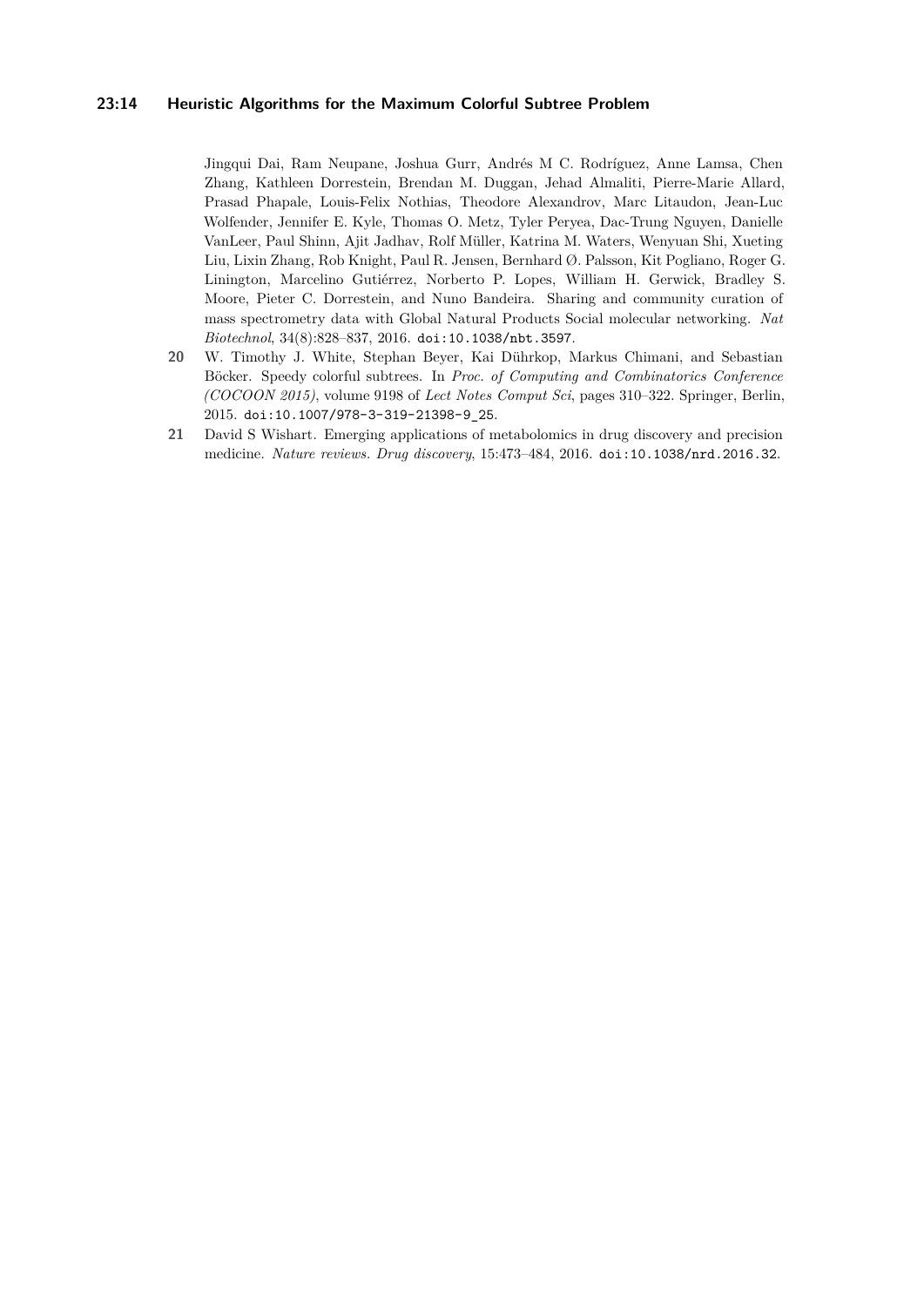Jingqui Dai, Ram Neupane, Joshua Gurr, Andrés M C. Rodríguez, Anne Lamsa, Chen Zhang, Kathleen Dorrestein, Brendan M. Duggan, Jehad Almaliti, Pierre-Marie Allard, Prasad Phapale, Louis-Felix Nothias, Theodore Alexandrov, Marc Litaudon, Jean-Luc Wolfender, Jennifer E. Kyle, Thomas O. Metz, Tyler Peryea, Dac-Trung Nguyen, Danielle VanLeer, Paul Shinn, Ajit Jadhav, Rolf Müller, Katrina M. Waters, Wenyuan Shi, Xueting Liu, Lixin Zhang, Rob Knight, Paul R. Jensen, Bernhard Ø. Palsson, Kit Pogliano, Roger G. Linington, Marcelino Gutiérrez, Norberto P. Lopes, William H. Gerwick, Bradley S. Moore, Pieter C. Dorrestein, and Nuno Bandeira. Sharing and community curation of mass spectrometry data with Global Natural Products Social molecular networking. *Nat Biotechnol*, 34(8):828–837, 2016. doi:10.1038/nbt.3597.

**20** W. Timothy J. White, Stephan Beyer, Kai Dührkop, Markus Chimani, and Sebastian Böcker. Speedy colorful subtrees. In *Proc. of Computing and Combinatorics Conference (COCOON 2015)*, volume 9198 of *Lect Notes Comput Sci*, pages 310–322. Springer, Berlin, 2015. doi:10.1007/978-3-319-21398-9_25.

**21** David S Wishart. Emerging applications of metabolomics in drug discovery and precision medicine. *Nature reviews. Drug discovery*, 15:473–484, 2016. doi:10.1038/nrd.2016.32.